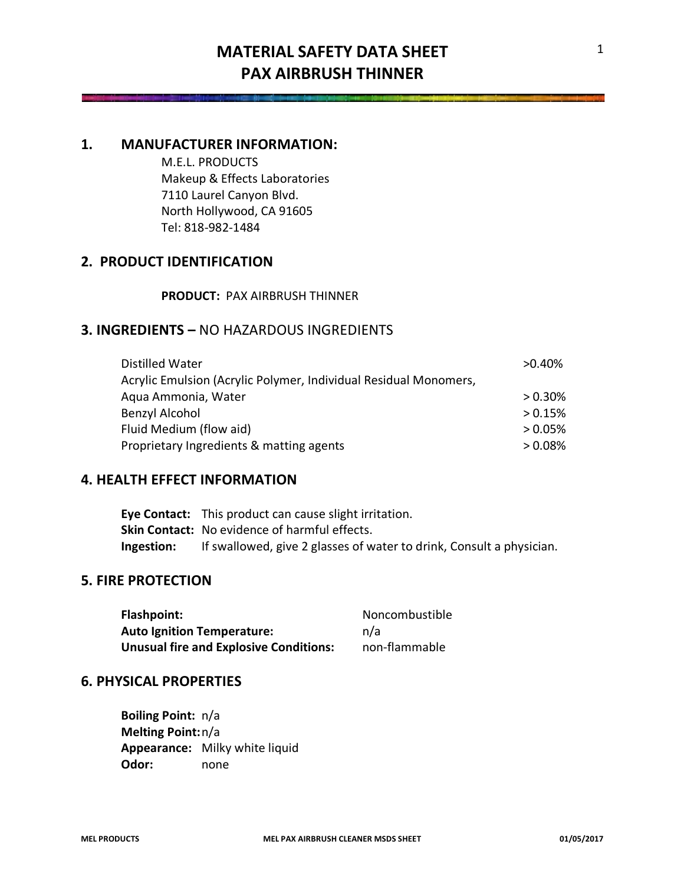# MATERIAL SAFETY DATA SHEET
# PAX AIRBRUSH THINNER

## 1. MANUFACTURER INFORMATION:

M.E.L. PRODUCTS
Makeup & Effects Laboratories
7110 Laurel Canyon Blvd.
North Hollywood, CA 91605
Tel: 818-982-1484

## 2. PRODUCT IDENTIFICATION

**PRODUCT:** PAX AIRBRUSH THINNER

## 3. INGREDIENTS – NO HAZARDOUS INGREDIENTS

| | |
|---|---|
| Distilled Water | >0.40% |
| Acrylic Emulsion (Acrylic Polymer, Individual Residual Monomers, Aqua Ammonia, Water | > 0.30% |
| Benzyl Alcohol | > 0.15% |
| Fluid Medium (flow aid) | > 0.05% |
| Proprietary Ingredients & matting agents | > 0.08% |

## 4. HEALTH EFFECT INFORMATION

**Eye Contact:** This product can cause slight irritation.
**Skin Contact:** No evidence of harmful effects.
**Ingestion:** If swallowed, give 2 glasses of water to drink, Consult a physician.

## 5. FIRE PROTECTION

| | |
|---|---|
| **Flashpoint:** | Noncombustible |
| **Auto Ignition Temperature:** | n/a |
| **Unusual fire and Explosive Conditions:** | non-flammable |

## 6. PHYSICAL PROPERTIES

**Boiling Point:** n/a
**Melting Point:** n/a
**Appearance:** Milky white liquid
**Odor:** none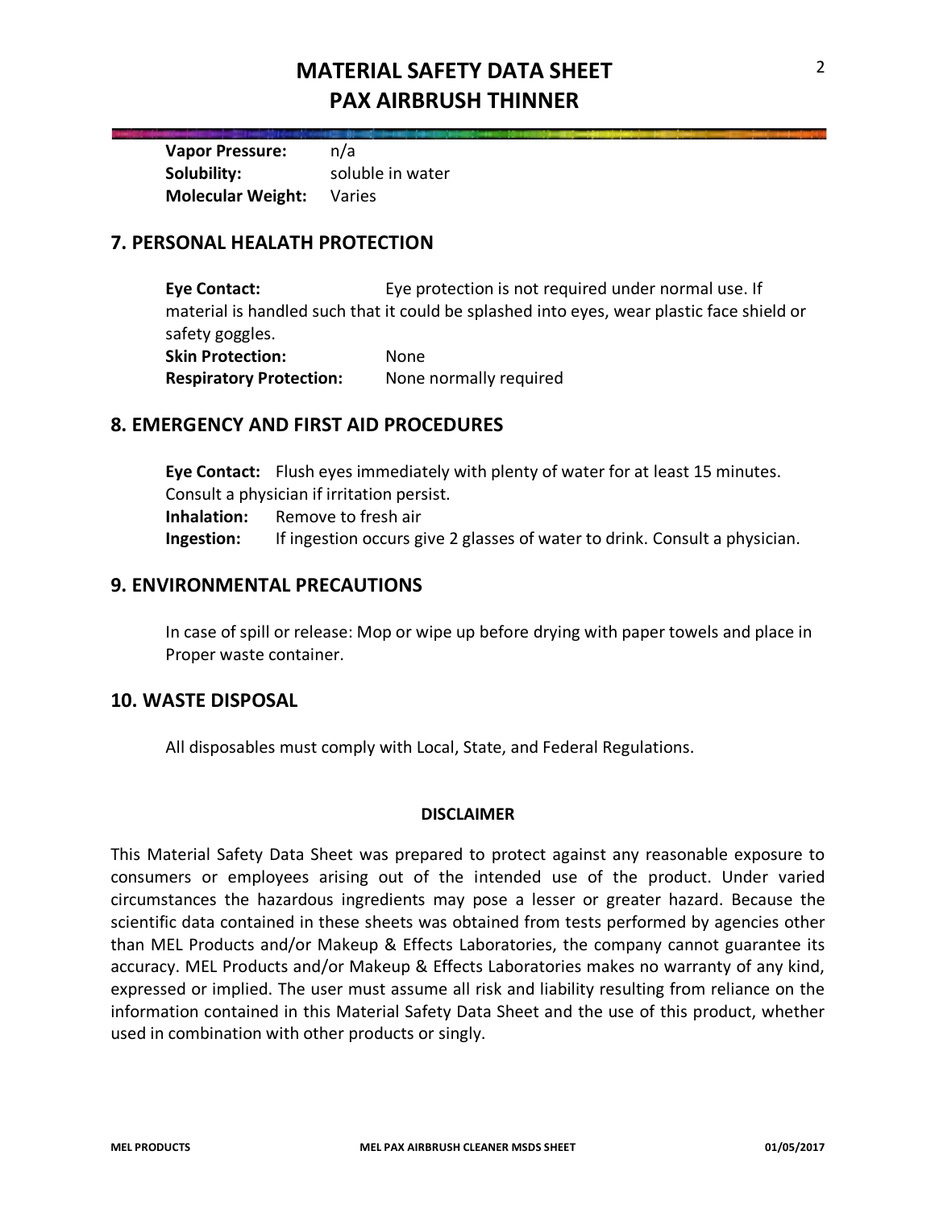**Vapor Pressure:** n/a
**Solubility:** soluble in water
**Molecular Weight:** Varies

## 7. PERSONAL HEALATH PROTECTION

**Eye Contact:** Eye protection is not required under normal use. If material is handled such that it could be splashed into eyes, wear plastic face shield or safety goggles.
**Skin Protection:** None
**Respiratory Protection:** None normally required

## 8. EMERGENCY AND FIRST AID PROCEDURES

**Eye Contact:** Flush eyes immediately with plenty of water for at least 15 minutes. Consult a physician if irritation persist.
**Inhalation:** Remove to fresh air
**Ingestion:** If ingestion occurs give 2 glasses of water to drink. Consult a physician.

## 9. ENVIRONMENTAL PRECAUTIONS

In case of spill or release: Mop or wipe up before drying with paper towels and place in Proper waste container.

## 10. WASTE DISPOSAL

All disposables must comply with Local, State, and Federal Regulations.

**DISCLAIMER**

This Material Safety Data Sheet was prepared to protect against any reasonable exposure to consumers or employees arising out of the intended use of the product. Under varied circumstances the hazardous ingredients may pose a lesser or greater hazard. Because the scientific data contained in these sheets was obtained from tests performed by agencies other than MEL Products and/or Makeup & Effects Laboratories, the company cannot guarantee its accuracy. MEL Products and/or Makeup & Effects Laboratories makes no warranty of any kind, expressed or implied. The user must assume all risk and liability resulting from reliance on the information contained in this Material Safety Data Sheet and the use of this product, whether used in combination with other products or singly.